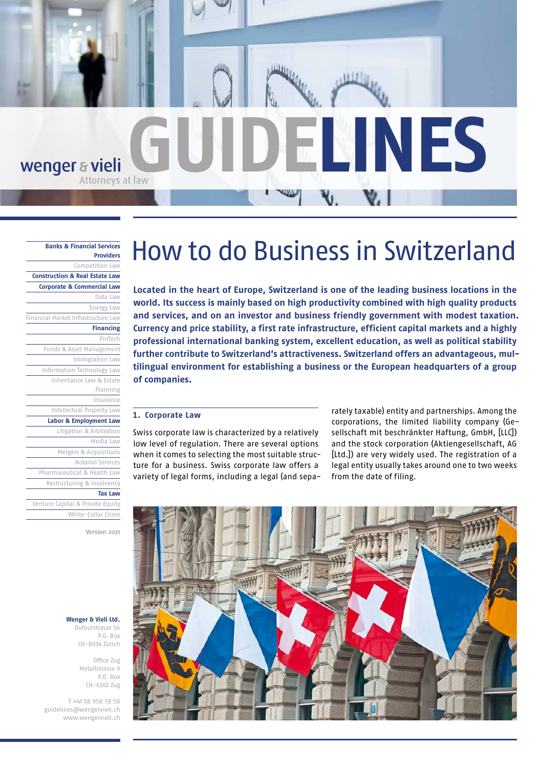wenger & vieli
Attorneys at law

# GUIDELINES

Banks & Financial Services Providers
Competition Law
Construction & Real Estate Law
Corporate & Commercial Law
Data Law
Energy Law
Financial Market Infrastructure Law
Financing
FinTech
Funds & Asset Management
Immigration Law
Information Technology Law
Inheritance Law & Estate Planning
Insurance
Intellectual Property Law
Labor & Employment Law
Litigation & Arbitration
Media Law
Mergers & Acquisitions
Notarial Services
Pharmaceutical & Health Law
Restructuring & Insolvency
Tax Law
Venture Capital & Private Equity
White-Collar Crime

Version 2021

**Wenger & Vieli Ltd.**
Dufourstrasse 56
P.O. Box
CH-8034 Zurich

Office Zug
Metallstrasse 9
P.O. Box
CH-6302 Zug

T +41 58 958 58 58
guidelines@wengervieli.ch
www.wengervieli.ch

# How to do Business in Switzerland

**Located in the heart of Europe, Switzerland is one of the leading business locations in the world. Its success is mainly based on high productivity combined with high quality products and services, and on an investor and business friendly government with modest taxation. Currency and price stability, a first rate infrastructure, efficient capital markets and a highly professional international banking system, excellent education, as well as political stability further contribute to Switzerland's attractiveness. Switzerland offers an advantageous, multilingual environment for establishing a business or the European headquarters of a group of companies.**

## 1. Corporate Law

Swiss corporate law is characterized by a relatively low level of regulation. There are several options when it comes to selecting the most suitable structure for a business. Swiss corporate law offers a variety of legal forms, including a legal (and separately taxable) entity and partnerships. Among the corporations, the limited liability company (Gesellschaft mit beschränkter Haftung, GmbH, [LLC]) and the stock corporation (Aktiengesellschaft, AG [Ltd.]) are very widely used. The registration of a legal entity usually takes around one to two weeks from the date of filing.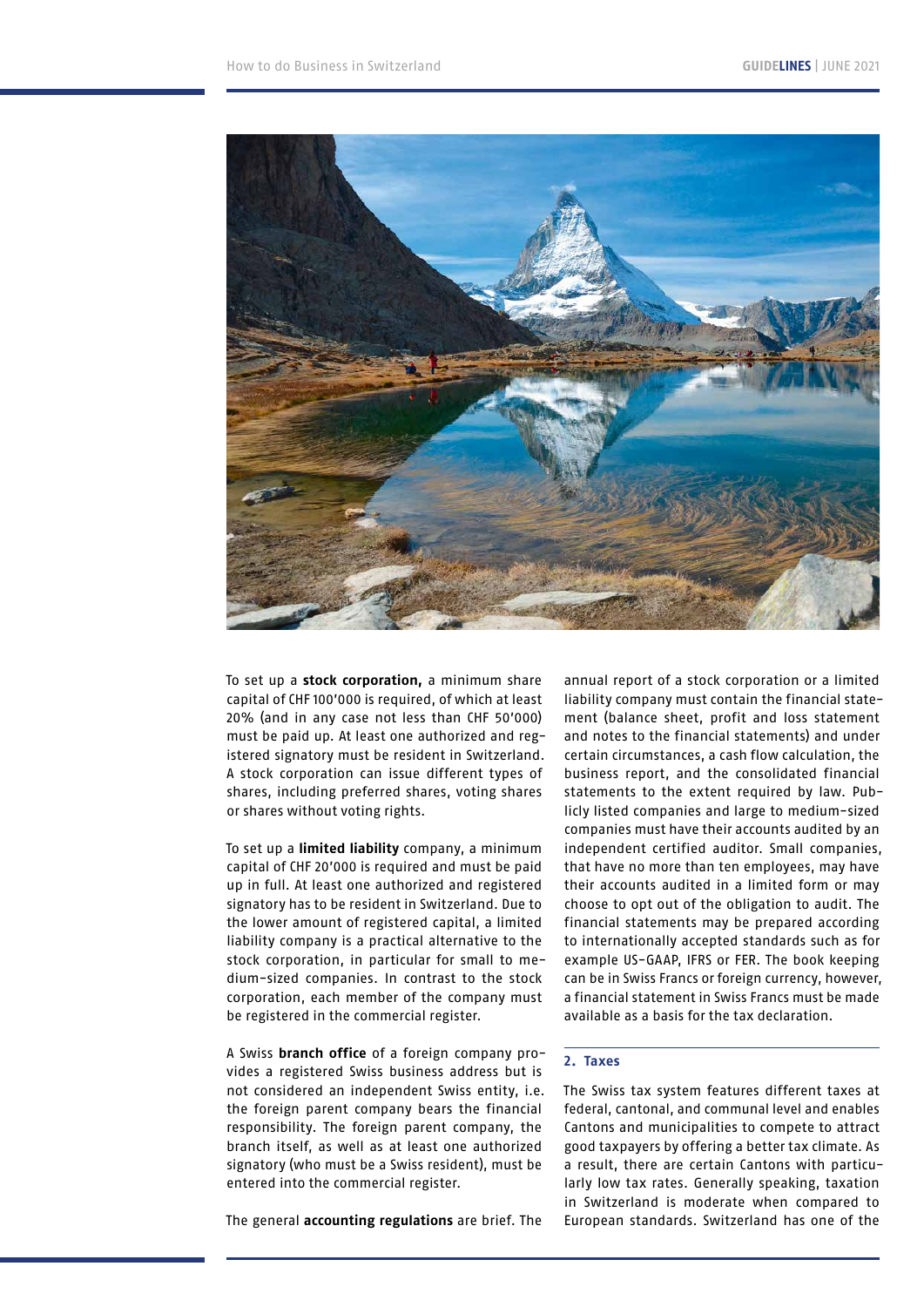To set up a **stock corporation,** a minimum share capital of CHF 100'000 is required, of which at least 20% (and in any case not less than CHF 50'000) must be paid up. At least one authorized and registered signatory must be resident in Switzerland. A stock corporation can issue different types of shares, including preferred shares, voting shares or shares without voting rights.

To set up a **limited liability** company, a minimum capital of CHF 20'000 is required and must be paid up in full. At least one authorized and registered signatory has to be resident in Switzerland. Due to the lower amount of registered capital, a limited liability company is a practical alternative to the stock corporation, in particular for small to medium-sized companies. In contrast to the stock corporation, each member of the company must be registered in the commercial register.

A Swiss **branch office** of a foreign company provides a registered Swiss business address but is not considered an independent Swiss entity, i.e. the foreign parent company bears the financial responsibility. The foreign parent company, the branch itself, as well as at least one authorized signatory (who must be a Swiss resident), must be entered into the commercial register.

The general **accounting regulations** are brief. The annual report of a stock corporation or a limited liability company must contain the financial statement (balance sheet, profit and loss statement and notes to the financial statements) and under certain circumstances, a cash flow calculation, the business report, and the consolidated financial statements to the extent required by law. Publicly listed companies and large to medium-sized companies must have their accounts audited by an independent certified auditor. Small companies, that have no more than ten employees, may have their accounts audited in a limited form or may choose to opt out of the obligation to audit. The financial statements may be prepared according to internationally accepted standards such as for example US-GAAP, IFRS or FER. The book keeping can be in Swiss Francs or foreign currency, however, a financial statement in Swiss Francs must be made available as a basis for the tax declaration.

## 2. Taxes

The Swiss tax system features different taxes at federal, cantonal, and communal level and enables Cantons and municipalities to compete to attract good taxpayers by offering a better tax climate. As a result, there are certain Cantons with particularly low tax rates. Generally speaking, taxation in Switzerland is moderate when compared to European standards. Switzerland has one of the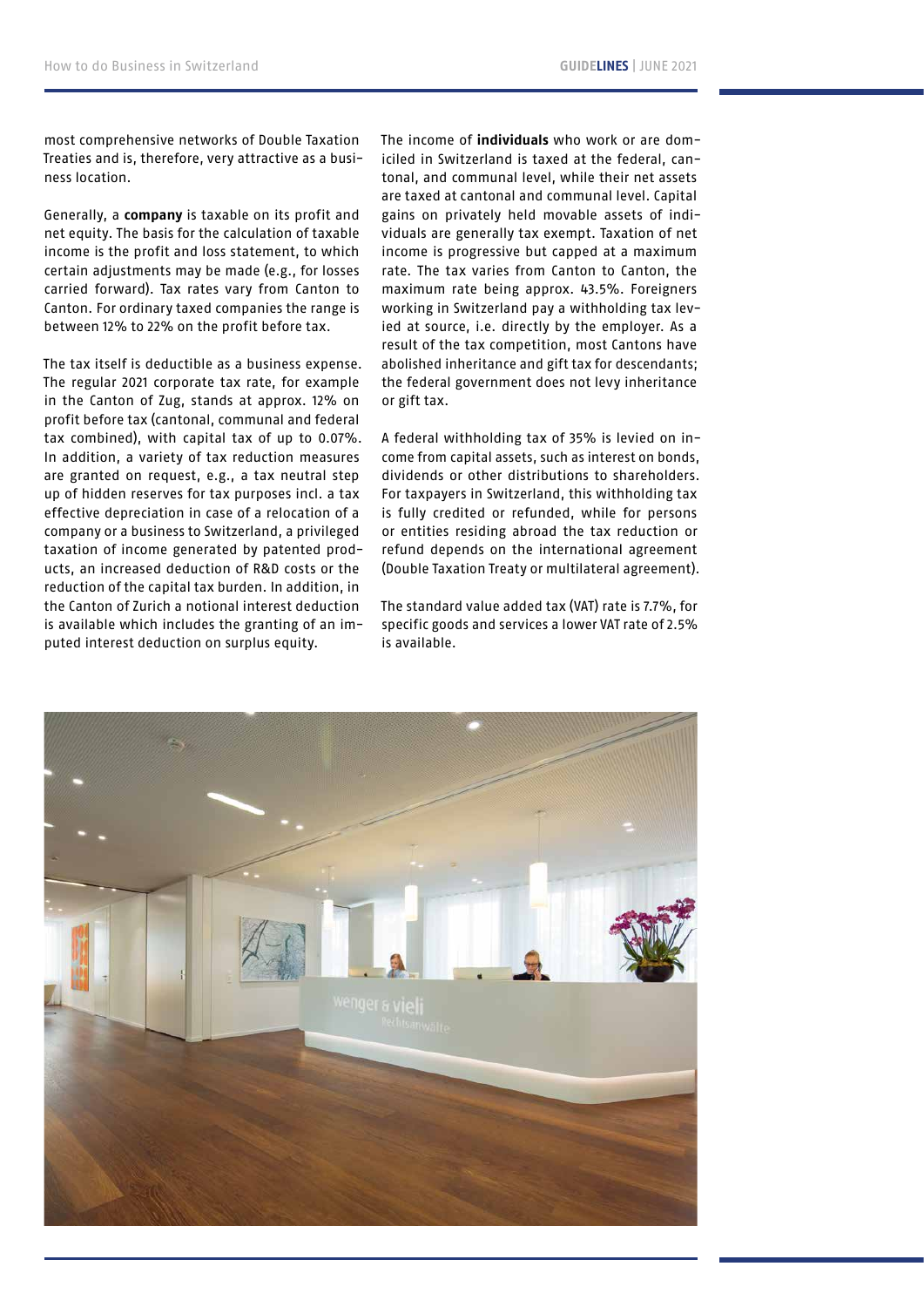most comprehensive networks of Double Taxation Treaties and is, therefore, very attractive as a business location.

Generally, a **company** is taxable on its profit and net equity. The basis for the calculation of taxable income is the profit and loss statement, to which certain adjustments may be made (e.g., for losses carried forward). Tax rates vary from Canton to Canton. For ordinary taxed companies the range is between 12% to 22% on the profit before tax.

The tax itself is deductible as a business expense. The regular 2021 corporate tax rate, for example in the Canton of Zug, stands at approx. 12% on profit before tax (cantonal, communal and federal tax combined), with capital tax of up to 0.07%. In addition, a variety of tax reduction measures are granted on request, e.g., a tax neutral step up of hidden reserves for tax purposes incl. a tax effective depreciation in case of a relocation of a company or a business to Switzerland, a privileged taxation of income generated by patented products, an increased deduction of R&D costs or the reduction of the capital tax burden. In addition, in the Canton of Zurich a notional interest deduction is available which includes the granting of an imputed interest deduction on surplus equity.

The income of **individuals** who work or are domiciled in Switzerland is taxed at the federal, cantonal, and communal level, while their net assets are taxed at cantonal and communal level. Capital gains on privately held movable assets of individuals are generally tax exempt. Taxation of net income is progressive but capped at a maximum rate. The tax varies from Canton to Canton, the maximum rate being approx. 43.5%. Foreigners working in Switzerland pay a withholding tax levied at source, i.e. directly by the employer. As a result of the tax competition, most Cantons have abolished inheritance and gift tax for descendants; the federal government does not levy inheritance or gift tax.

A federal withholding tax of 35% is levied on income from capital assets, such as interest on bonds, dividends or other distributions to shareholders. For taxpayers in Switzerland, this withholding tax is fully credited or refunded, while for persons or entities residing abroad the tax reduction or refund depends on the international agreement (Double Taxation Treaty or multilateral agreement).

The standard value added tax (VAT) rate is 7.7%, for specific goods and services a lower VAT rate of 2.5% is available.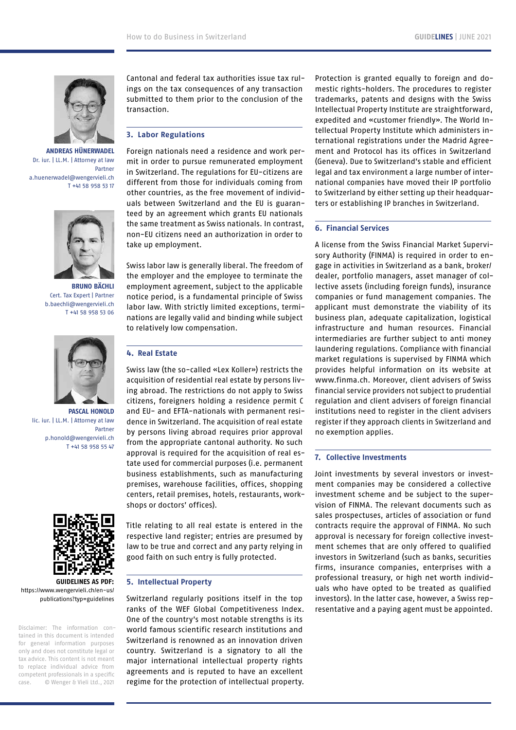**ANDREAS HÜNERWADEL**
Dr. iur. | LL.M. | Attorney at law
Partner
a.huenerwadel@wengervieli.ch
T +41 58 958 53 17

**BRUNO BÄCHLI**
Cert. Tax Expert | Partner
b.baechli@wengervieli.ch
T +41 58 958 53 06

**PASCAL HONOLD**
lic. iur. | LL.M. | Attorney at law
Partner
p.honold@wengervieli.ch
T +41 58 958 55 47

**GUIDELINES AS PDF:**
https://www.wengervieli.ch/en-us/publications?typ=guidelines

Disclaimer: The information contained in this document is intended for general information purposes only and does not constitute legal or tax advice. This content is not meant to replace individual advice from competent professionals in a specific case. © Wenger & Vieli Ltd., 2021

Cantonal and federal tax authorities issue tax rulings on the tax consequences of any transaction submitted to them prior to the conclusion of the transaction.

## 3. Labor Regulations

Foreign nationals need a residence and work permit in order to pursue remunerated employment in Switzerland. The regulations for EU-citizens are different from those for individuals coming from other countries, as the free movement of individuals between Switzerland and the EU is guaranteed by an agreement which grants EU nationals the same treatment as Swiss nationals. In contrast, non-EU citizens need an authorization in order to take up employment.

Swiss labor law is generally liberal. The freedom of the employer and the employee to terminate the employment agreement, subject to the applicable notice period, is a fundamental principle of Swiss labor law. With strictly limited exceptions, terminations are legally valid and binding while subject to relatively low compensation.

## 4. Real Estate

Swiss law (the so-called «Lex Koller») restricts the acquisition of residential real estate by persons living abroad. The restrictions do not apply to Swiss citizens, foreigners holding a residence permit C and EU- and EFTA-nationals with permanent residence in Switzerland. The acquisition of real estate by persons living abroad requires prior approval from the appropriate cantonal authority. No such approval is required for the acquisition of real estate used for commercial purposes (i.e. permanent business establishments, such as manufacturing premises, warehouse facilities, offices, shopping centers, retail premises, hotels, restaurants, workshops or doctors' offices).

Title relating to all real estate is entered in the respective land register; entries are presumed by law to be true and correct and any party relying in good faith on such entry is fully protected.

## 5. Intellectual Property

Switzerland regularly positions itself in the top ranks of the WEF Global Competitiveness Index. One of the country's most notable strengths is its world famous scientific research institutions and Switzerland is renowned as an innovation driven country. Switzerland is a signatory to all the major international intellectual property rights agreements and is reputed to have an excellent regime for the protection of intellectual property. Protection is granted equally to foreign and domestic rights-holders. The procedures to register trademarks, patents and designs with the Swiss Intellectual Property Institute are straightforward, expedited and «customer friendly». The World Intellectual Property Institute which administers international registrations under the Madrid Agreement and Protocol has its offices in Switzerland (Geneva). Due to Switzerland's stable and efficient legal and tax environment a large number of international companies have moved their IP portfolio to Switzerland by either setting up their headquarters or establishing IP branches in Switzerland.

## 6. Financial Services

A license from the Swiss Financial Market Supervisory Authority (FINMA) is required in order to engage in activities in Switzerland as a bank, broker/dealer, portfolio managers, asset manager of collective assets (including foreign funds), insurance companies or fund management companies. The applicant must demonstrate the viability of its business plan, adequate capitalization, logistical infrastructure and human resources. Financial intermediaries are further subject to anti money laundering regulations. Compliance with financial market regulations is supervised by FINMA which provides helpful information on its website at www.finma.ch. Moreover, client advisers of Swiss financial service providers not subject to prudential regulation and client advisers of foreign financial institutions need to register in the client advisers register if they approach clients in Switzerland and no exemption applies.

## 7. Collective Investments

Joint investments by several investors or investment companies may be considered a collective investment scheme and be subject to the supervision of FINMA. The relevant documents such as sales prospectuses, articles of association or fund contracts require the approval of FINMA. No such approval is necessary for foreign collective investment schemes that are only offered to qualified investors in Switzerland (such as banks, securities firms, insurance companies, enterprises with a professional treasury, or high net worth individuals who have opted to be treated as qualified investors). In the latter case, however, a Swiss representative and a paying agent must be appointed.